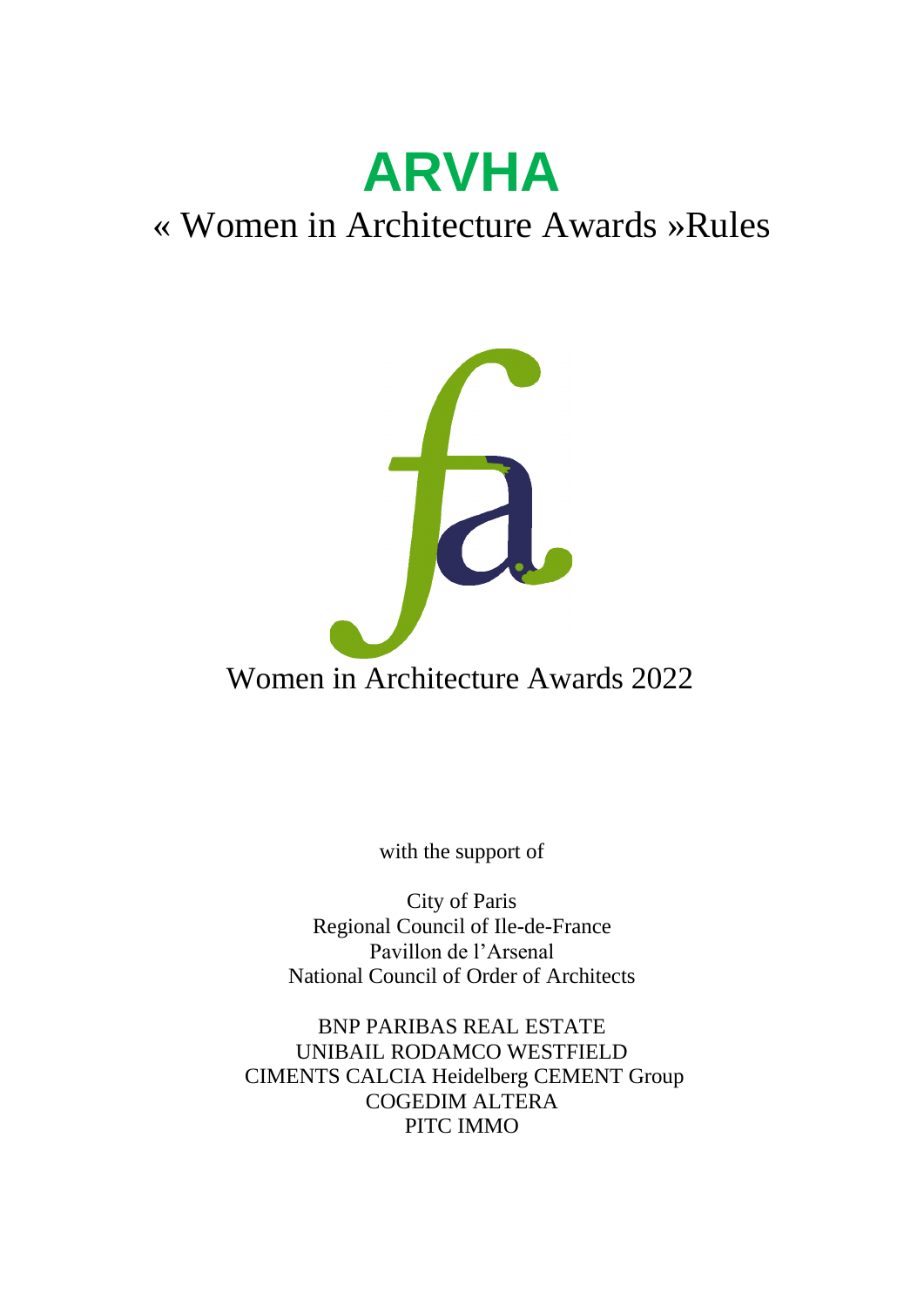# ARVHA

## « Women in Architecture Awards »Rules

Women in Architecture Awards 2022

with the support of

City of Paris
Regional Council of Ile-de-France
Pavillon de l'Arsenal
National Council of Order of Architects

BNP PARIBAS REAL ESTATE
UNIBAIL RODAMCO WESTFIELD
CIMENTS CALCIA Heidelberg CEMENT Group
COGEDIM ALTERA
PITC IMMO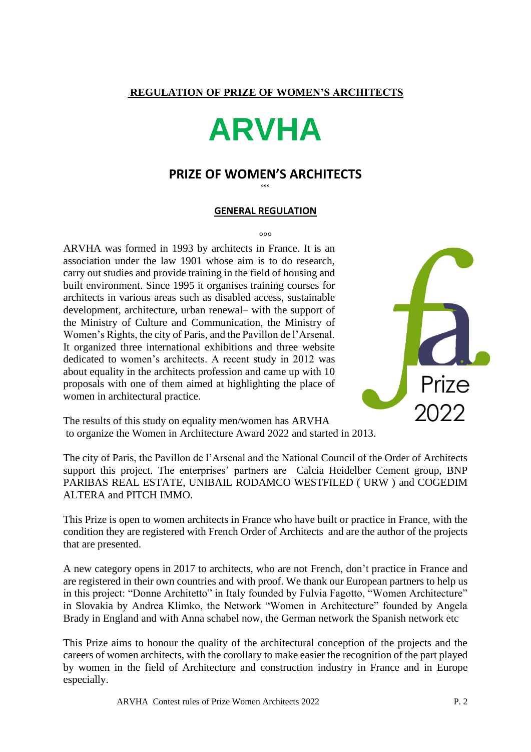**REGULATION OF PRIZE OF WOMEN'S ARCHITECTS**

# ARVHA

## PRIZE OF WOMEN'S ARCHITECTS

°°°

### GENERAL REGULATION

°°°

ARVHA was formed in 1993 by architects in France. It is an association under the law 1901 whose aim is to do research, carry out studies and provide training in the field of housing and built environment. Since 1995 it organises training courses for architects in various areas such as disabled access, sustainable development, architecture, urban renewal– with the support of the Ministry of Culture and Communication, the Ministry of Women's Rights, the city of Paris, and the Pavillon de l'Arsenal. It organized three international exhibitions and three website dedicated to women's architects. A recent study in 2012 was about equality in the architects profession and came up with 10 proposals with one of them aimed at highlighting the place of women in architectural practice.

fa. Prize 2022

The results of this study on equality men/women has ARVHA to organize the Women in Architecture Award 2022 and started in 2013.

The city of Paris, the Pavillon de l'Arsenal and the National Council of the Order of Architects support this project. The enterprises' partners are Calcia Heidelber Cement group, BNP PARIBAS REAL ESTATE, UNIBAIL RODAMCO WESTFILED ( URW ) and COGEDIM ALTERA and PITCH IMMO.

This Prize is open to women architects in France who have built or practice in France, with the condition they are registered with French Order of Architects and are the author of the projects that are presented.

A new category opens in 2017 to architects, who are not French, don't practice in France and are registered in their own countries and with proof. We thank our European partners to help us in this project: "Donne Architetto" in Italy founded by Fulvia Fagotto, "Women Architecture" in Slovakia by Andrea Klimko, the Network "Women in Architecture" founded by Angela Brady in England and with Anna schabel now, the German network the Spanish network etc

This Prize aims to honour the quality of the architectural conception of the projects and the careers of women architects, with the corollary to make easier the recognition of the part played by women in the field of Architecture and construction industry in France and in Europe especially.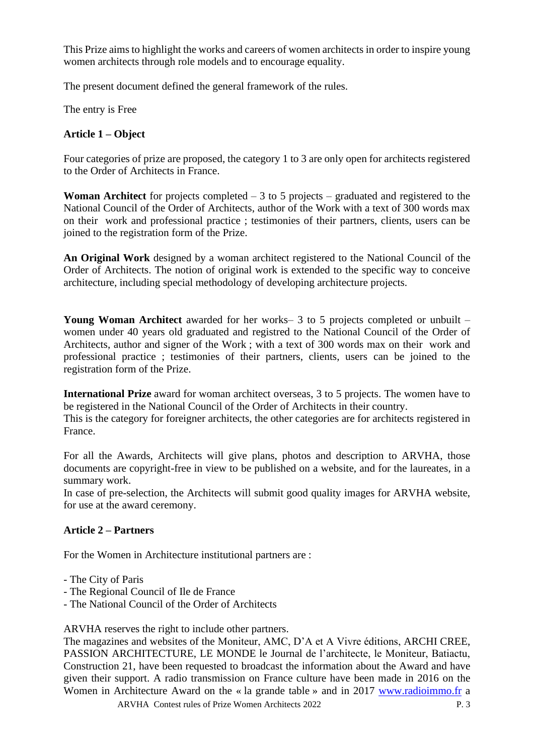This Prize aims to highlight the works and careers of women architects in order to inspire young women architects through role models and to encourage equality.

The present document defined the general framework of the rules.

The entry is Free

**Article 1 – Object**

Four categories of prize are proposed, the category 1 to 3 are only open for architects registered to the Order of Architects in France.

**Woman Architect** for projects completed – 3 to 5 projects – graduated and registered to the National Council of the Order of Architects, author of the Work with a text of 300 words max on their work and professional practice ; testimonies of their partners, clients, users can be joined to the registration form of the Prize.

**An Original Work** designed by a woman architect registered to the National Council of the Order of Architects. The notion of original work is extended to the specific way to conceive architecture, including special methodology of developing architecture projects.

**Young Woman Architect** awarded for her works– 3 to 5 projects completed or unbuilt – women under 40 years old graduated and registred to the National Council of the Order of Architects, author and signer of the Work ; with a text of 300 words max on their work and professional practice ; testimonies of their partners, clients, users can be joined to the registration form of the Prize.

**International Prize** award for woman architect overseas, 3 to 5 projects. The women have to be registered in the National Council of the Order of Architects in their country.
This is the category for foreigner architects, the other categories are for architects registered in France.

For all the Awards, Architects will give plans, photos and description to ARVHA, those documents are copyright-free in view to be published on a website, and for the laureates, in a summary work.
In case of pre-selection, the Architects will submit good quality images for ARVHA website, for use at the award ceremony.

**Article 2 – Partners**

For the Women in Architecture institutional partners are :

- The City of Paris
- The Regional Council of Ile de France
- The National Council of the Order of Architects

ARVHA reserves the right to include other partners.
The magazines and websites of the Moniteur, AMC, D'A et A Vivre éditions, ARCHI CREE, PASSION ARCHITECTURE, LE MONDE le Journal de l'architecte, le Moniteur, Batiactu, Construction 21, have been requested to broadcast the information about the Award and have given their support. A radio transmission on France culture have been made in 2016 on the Women in Architecture Award on the « la grande table » and in 2017 www.radioimmo.fr a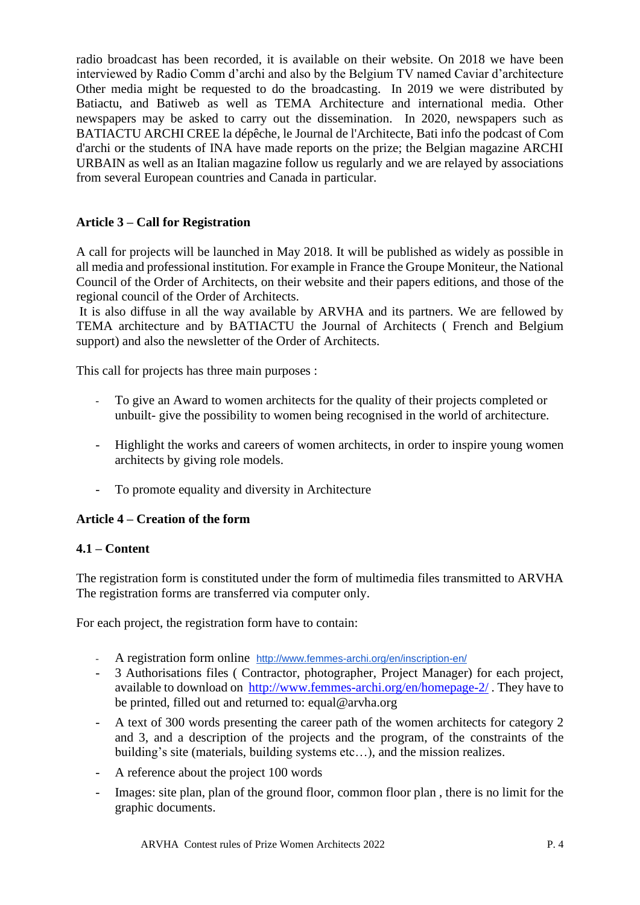radio broadcast has been recorded, it is available on their website. On 2018 we have been interviewed by Radio Comm d'archi and also by the Belgium TV named Caviar d'architecture Other media might be requested to do the broadcasting. In 2019 we were distributed by Batiactu, and Batiweb as well as TEMA Architecture and international media. Other newspapers may be asked to carry out the dissemination. In 2020, newspapers such as BATIACTU ARCHI CREE la dépêche, le Journal de l'Architecte, Bati info the podcast of Com d'archi or the students of INA have made reports on the prize; the Belgian magazine ARCHI URBAIN as well as an Italian magazine follow us regularly and we are relayed by associations from several European countries and Canada in particular.

### Article 3 – Call for Registration

A call for projects will be launched in May 2018. It will be published as widely as possible in all media and professional institution. For example in France the Groupe Moniteur, the National Council of the Order of Architects, on their website and their papers editions, and those of the regional council of the Order of Architects.

It is also diffuse in all the way available by ARVHA and its partners. We are fellowed by TEMA architecture and by BATIACTU the Journal of Architects ( French and Belgium support) and also the newsletter of the Order of Architects.

This call for projects has three main purposes :

- To give an Award to women architects for the quality of their projects completed or unbuilt- give the possibility to women being recognised in the world of architecture.
- Highlight the works and careers of women architects, in order to inspire young women architects by giving role models.
- To promote equality and diversity in Architecture

### Article 4 – Creation of the form

#### 4.1 – Content

The registration form is constituted under the form of multimedia files transmitted to ARVHA The registration forms are transferred via computer only.

For each project, the registration form have to contain:

- A registration form online http://www.femmes-archi.org/en/inscription-en/
- 3 Authorisations files ( Contractor, photographer, Project Manager) for each project, available to download on http://www.femmes-archi.org/en/homepage-2/ . They have to be printed, filled out and returned to: equal@arvha.org
- A text of 300 words presenting the career path of the women architects for category 2 and 3, and a description of the projects and the program, of the constraints of the building's site (materials, building systems etc…), and the mission realizes.
- A reference about the project 100 words
- Images: site plan, plan of the ground floor, common floor plan , there is no limit for the graphic documents.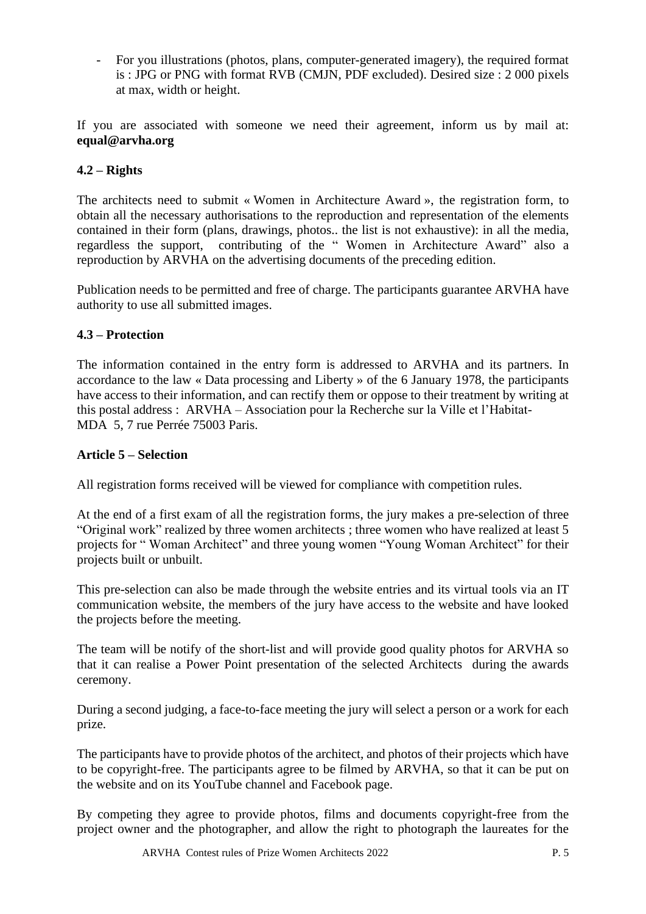- For you illustrations (photos, plans, computer-generated imagery), the required format is : JPG or PNG with format RVB (CMJN, PDF excluded). Desired size : 2 000 pixels at max, width or height.

If you are associated with someone we need their agreement, inform us by mail at: **equal@arvha.org**

**4.2 – Rights**

The architects need to submit « Women in Architecture Award », the registration form, to obtain all the necessary authorisations to the reproduction and representation of the elements contained in their form (plans, drawings, photos.. the list is not exhaustive): in all the media, regardless the support, contributing of the " Women in Architecture Award" also a reproduction by ARVHA on the advertising documents of the preceding edition.

Publication needs to be permitted and free of charge. The participants guarantee ARVHA have authority to use all submitted images.

**4.3 – Protection**

The information contained in the entry form is addressed to ARVHA and its partners. In accordance to the law « Data processing and Liberty » of the 6 January 1978, the participants have access to their information, and can rectify them or oppose to their treatment by writing at this postal address : ARVHA – Association pour la Recherche sur la Ville et l'Habitat- MDA 5, 7 rue Perrée 75003 Paris.

**Article 5 – Selection**

All registration forms received will be viewed for compliance with competition rules.

At the end of a first exam of all the registration forms, the jury makes a pre-selection of three "Original work" realized by three women architects ; three women who have realized at least 5 projects for " Woman Architect" and three young women "Young Woman Architect" for their projects built or unbuilt.

This pre-selection can also be made through the website entries and its virtual tools via an IT communication website, the members of the jury have access to the website and have looked the projects before the meeting.

The team will be notify of the short-list and will provide good quality photos for ARVHA so that it can realise a Power Point presentation of the selected Architects during the awards ceremony.

During a second judging, a face-to-face meeting the jury will select a person or a work for each prize.

The participants have to provide photos of the architect, and photos of their projects which have to be copyright-free. The participants agree to be filmed by ARVHA, so that it can be put on the website and on its YouTube channel and Facebook page.

By competing they agree to provide photos, films and documents copyright-free from the project owner and the photographer, and allow the right to photograph the laureates for the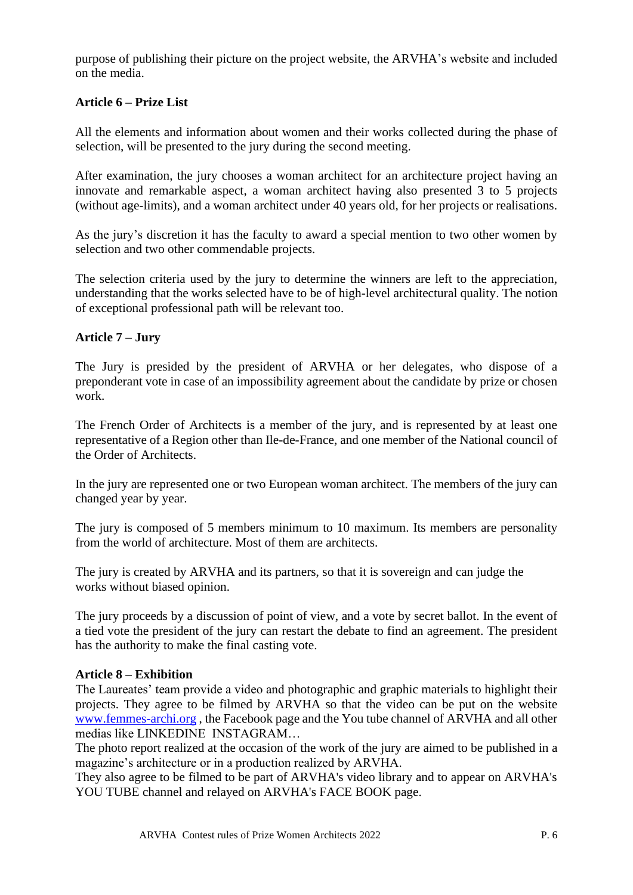purpose of publishing their picture on the project website, the ARVHA's website and included on the media.

**Article 6 – Prize List**

All the elements and information about women and their works collected during the phase of selection, will be presented to the jury during the second meeting.

After examination, the jury chooses a woman architect for an architecture project having an innovate and remarkable aspect, a woman architect having also presented 3 to 5 projects (without age-limits), and a woman architect under 40 years old, for her projects or realisations.

As the jury's discretion it has the faculty to award a special mention to two other women by selection and two other commendable projects.

The selection criteria used by the jury to determine the winners are left to the appreciation, understanding that the works selected have to be of high-level architectural quality. The notion of exceptional professional path will be relevant too.

**Article 7 – Jury**

The Jury is presided by the president of ARVHA or her delegates, who dispose of a preponderant vote in case of an impossibility agreement about the candidate by prize or chosen work.

The French Order of Architects is a member of the jury, and is represented by at least one representative of a Region other than Ile-de-France, and one member of the National council of the Order of Architects.

In the jury are represented one or two European woman architect. The members of the jury can changed year by year.

The jury is composed of 5 members minimum to 10 maximum. Its members are personality from the world of architecture. Most of them are architects.

The jury is created by ARVHA and its partners, so that it is sovereign and can judge the works without biased opinion.

The jury proceeds by a discussion of point of view, and a vote by secret ballot. In the event of a tied vote the president of the jury can restart the debate to find an agreement. The president has the authority to make the final casting vote.

**Article 8 – Exhibition**

The Laureates' team provide a video and photographic and graphic materials to highlight their projects. They agree to be filmed by ARVHA so that the video can be put on the website [www.femmes-archi.org](http://www.femmes-archi.org) , the Facebook page and the You tube channel of ARVHA and all other medias like LINKEDINE INSTAGRAM…

The photo report realized at the occasion of the work of the jury are aimed to be published in a magazine's architecture or in a production realized by ARVHA.

They also agree to be filmed to be part of ARVHA's video library and to appear on ARVHA's YOU TUBE channel and relayed on ARVHA's FACE BOOK page.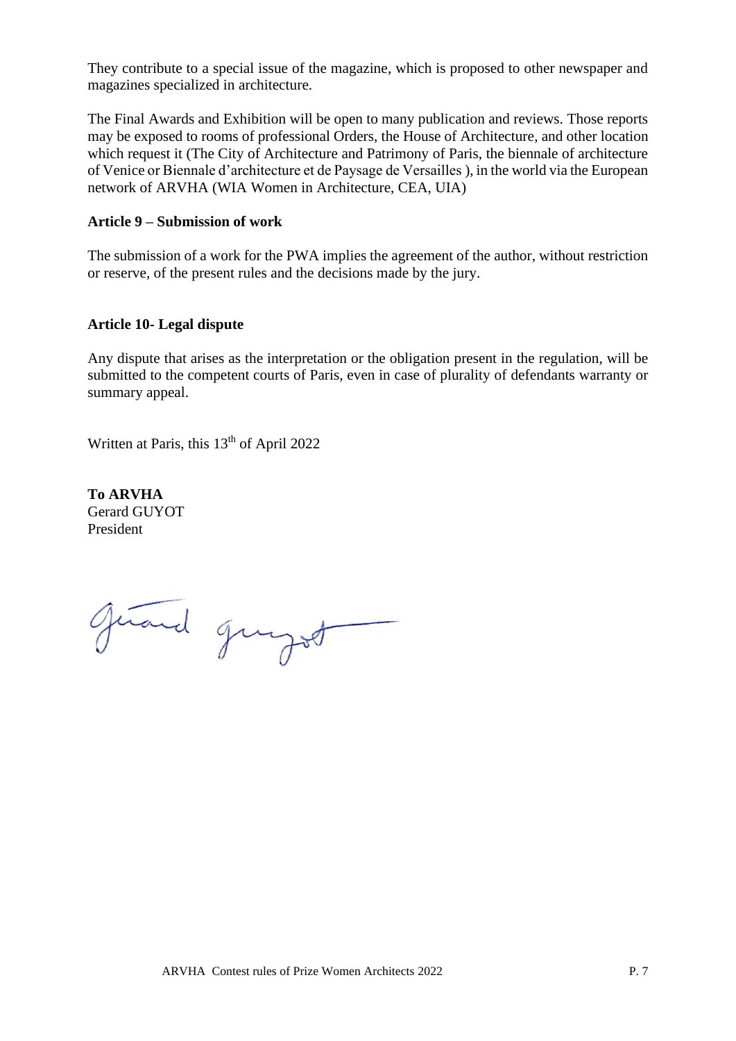They contribute to a special issue of the magazine, which is proposed to other newspaper and magazines specialized in architecture.

The Final Awards and Exhibition will be open to many publication and reviews. Those reports may be exposed to rooms of professional Orders, the House of Architecture, and other location which request it (The City of Architecture and Patrimony of Paris, the biennale of architecture of Venice or Biennale d'architecture et de Paysage de Versailles ), in the world via the European network of ARVHA (WIA Women in Architecture, CEA, UIA)

**Article 9 – Submission of work**

The submission of a work for the PWA implies the agreement of the author, without restriction or reserve, of the present rules and the decisions made by the jury.

**Article 10- Legal dispute**

Any dispute that arises as the interpretation or the obligation present in the regulation, will be submitted to the competent courts of Paris, even in case of plurality of defendants warranty or summary appeal.

Written at Paris, this 13th of April 2022

**To ARVHA**
Gerard GUYOT
President